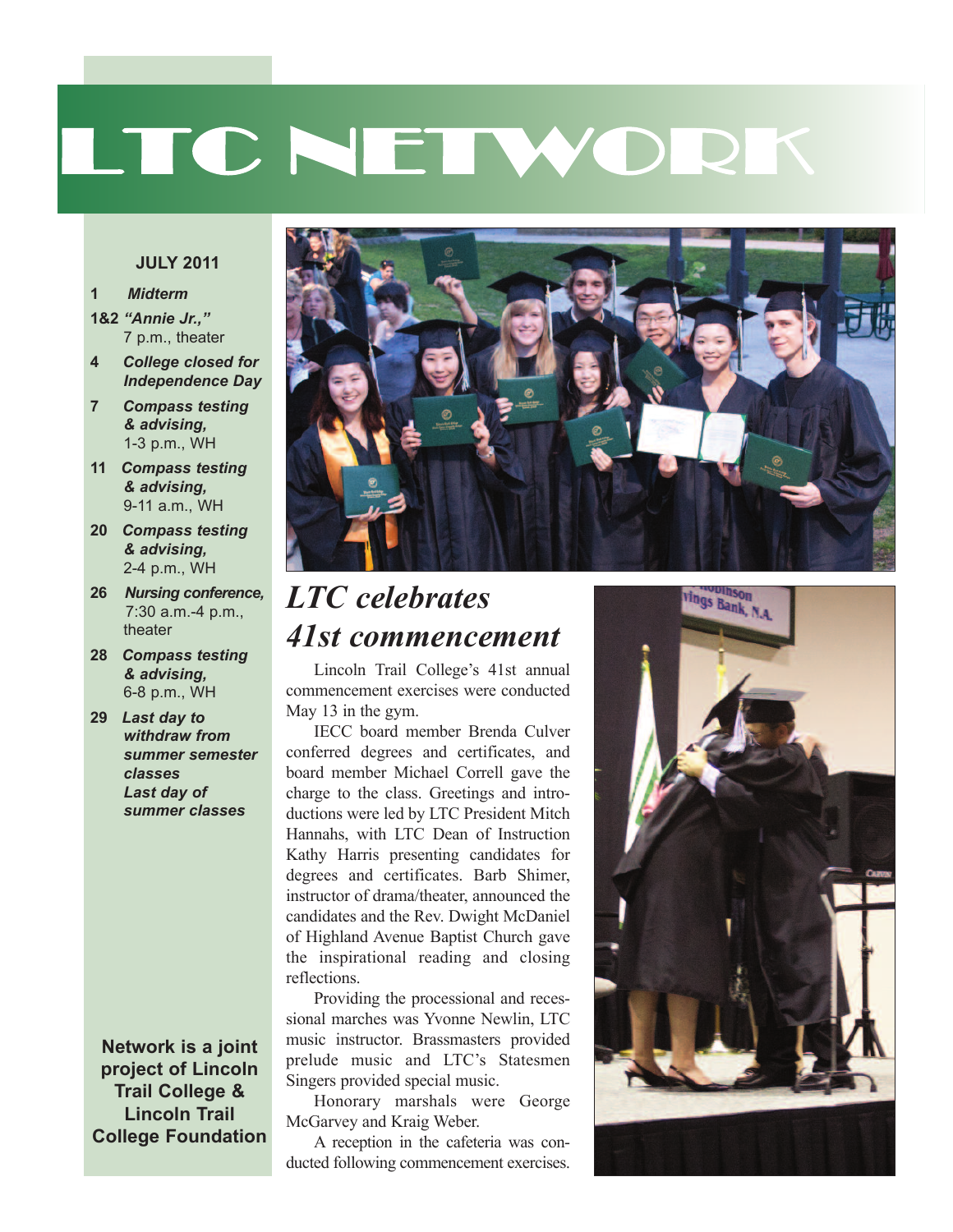# LTC NETWORK

**JULY 2011**

- **1** ***Midterm***
- **1&2** ***"Annie Jr.,"*** 7 p.m., theater
- **4** ***College closed for Independence Day***
- **7** ***Compass testing & advising,*** 1-3 p.m., WH
- **11** ***Compass testing & advising,*** 9-11 a.m., WH
- **20** ***Compass testing & advising,*** 2-4 p.m., WH
- **26** ***Nursing conference,*** 7:30 a.m.-4 p.m., theater
- **28** ***Compass testing & advising,*** 6-8 p.m., WH
- **29** ***Last day to withdraw from summer semester classes***
  ***Last day of summer classes***

**Network is a joint project of Lincoln Trail College & Lincoln Trail College Foundation**

## *LTC celebrates 41st commencement*

Lincoln Trail College's 41st annual commencement exercises were conducted May 13 in the gym.

IECC board member Brenda Culver conferred degrees and certificates, and board member Michael Correll gave the charge to the class. Greetings and introductions were led by LTC President Mitch Hannahs, with LTC Dean of Instruction Kathy Harris presenting candidates for degrees and certificates. Barb Shimer, instructor of drama/theater, announced the candidates and the Rev. Dwight McDaniel of Highland Avenue Baptist Church gave the inspirational reading and closing reflections.

Providing the processional and recessional marches was Yvonne Newlin, LTC music instructor. Brassmasters provided prelude music and LTC's Statesmen Singers provided special music.

Honorary marshals were George McGarvey and Kraig Weber.

A reception in the cafeteria was conducted following commencement exercises.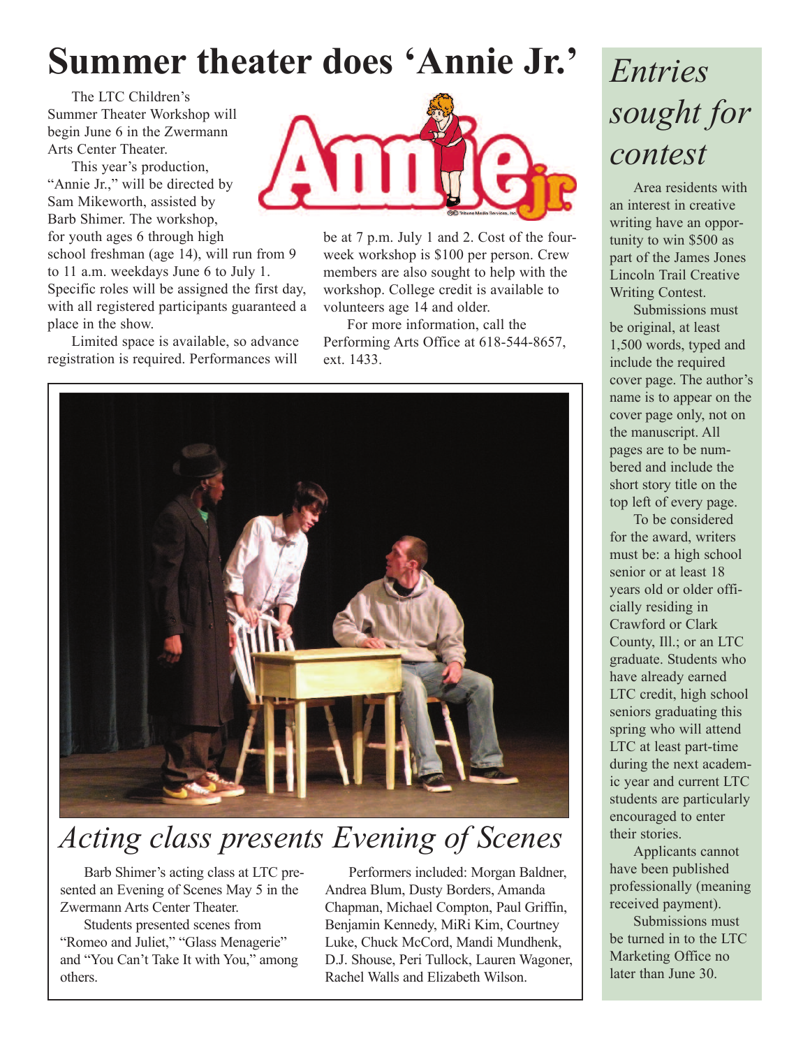# Summer theater does 'Annie Jr.'

The LTC Children's Summer Theater Workshop will begin June 6 in the Zwermann Arts Center Theater.

This year's production, "Annie Jr.," will be directed by Sam Mikeworth, assisted by Barb Shimer. The workshop, for youth ages 6 through high school freshman (age 14), will run from 9 to 11 a.m. weekdays June 6 to July 1. Specific roles will be assigned the first day, with all registered participants guaranteed a place in the show.

Limited space is available, so advance registration is required. Performances will be at 7 p.m. July 1 and 2. Cost of the four-week workshop is $100 per person. Crew members are also sought to help with the workshop. College credit is available to volunteers age 14 and older.

For more information, call the Performing Arts Office at 618-544-8657, ext. 1433.

# *Acting class presents Evening of Scenes*

Barb Shimer's acting class at LTC presented an Evening of Scenes May 5 in the Zwermann Arts Center Theater.

Students presented scenes from "Romeo and Juliet," "Glass Menagerie" and "You Can't Take It with You," among others.

Performers included: Morgan Baldner, Andrea Blum, Dusty Borders, Amanda Chapman, Michael Compton, Paul Griffin, Benjamin Kennedy, MiRi Kim, Courtney Luke, Chuck McCord, Mandi Mundhenk, D.J. Shouse, Peri Tullock, Lauren Wagoner, Rachel Walls and Elizabeth Wilson.

# *Entries sought for contest*

Area residents with an interest in creative writing have an opportunity to win $500 as part of the James Jones Lincoln Trail Creative Writing Contest.

Submissions must be original, at least 1,500 words, typed and include the required cover page. The author's name is to appear on the cover page only, not on the manuscript. All pages are to be numbered and include the short story title on the top left of every page.

To be considered for the award, writers must be: a high school senior or at least 18 years old or older officially residing in Crawford or Clark County, Ill.; or an LTC graduate. Students who have already earned LTC credit, high school seniors graduating this spring who will attend LTC at least part-time during the next academic year and current LTC students are particularly encouraged to enter their stories.

Applicants cannot have been published professionally (meaning received payment).

Submissions must be turned in to the LTC Marketing Office no later than June 30.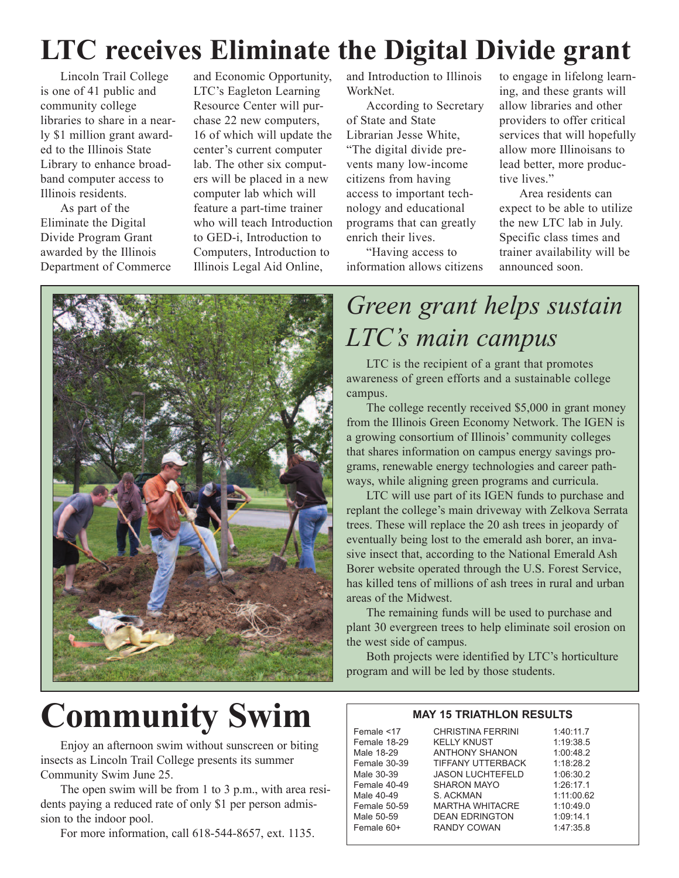# LTC receives Eliminate the Digital Divide grant

Lincoln Trail College is one of 41 public and community college libraries to share in a nearly $1 million grant awarded to the Illinois State Library to enhance broadband computer access to Illinois residents.

As part of the Eliminate the Digital Divide Program Grant awarded by the Illinois Department of Commerce and Economic Opportunity, LTC's Eagleton Learning Resource Center will purchase 22 new computers, 16 of which will update the center's current computer lab. The other six computers will be placed in a new computer lab which will feature a part-time trainer who will teach Introduction to GED-i, Introduction to Computers, Introduction to Illinois Legal Aid Online, and Introduction to Illinois WorkNet.

According to Secretary of State and State Librarian Jesse White, "The digital divide prevents many low-income citizens from having access to important technology and educational programs that can greatly enrich their lives.

"Having access to information allows citizens to engage in lifelong learning, and these grants will allow libraries and other providers to offer critical services that will hopefully allow more Illinoisans to lead better, more productive lives."

Area residents can expect to be able to utilize the new LTC lab in July. Specific class times and trainer availability will be announced soon.

## *Green grant helps sustain LTC's main campus*

LTC is the recipient of a grant that promotes awareness of green efforts and a sustainable college campus.

The college recently received $5,000 in grant money from the Illinois Green Economy Network. The IGEN is a growing consortium of Illinois' community colleges that shares information on campus energy savings programs, renewable energy technologies and career pathways, while aligning green programs and curricula.

LTC will use part of its IGEN funds to purchase and replant the college's main driveway with Zelkova Serrata trees. These will replace the 20 ash trees in jeopardy of eventually being lost to the emerald ash borer, an invasive insect that, according to the National Emerald Ash Borer website operated through the U.S. Forest Service, has killed tens of millions of ash trees in rural and urban areas of the Midwest.

The remaining funds will be used to purchase and plant 30 evergreen trees to help eliminate soil erosion on the west side of campus.

Both projects were identified by LTC's horticulture program and will be led by those students.

# Community Swim

Enjoy an afternoon swim without sunscreen or biting insects as Lincoln Trail College presents its summer Community Swim June 25.

The open swim will be from 1 to 3 p.m., with area residents paying a reduced rate of only $1 per person admission to the indoor pool.

For more information, call 618-544-8657, ext. 1135.

**MAY 15 TRIATHLON RESULTS**

| | | |
|---|---|---|
| Female <17 | CHRISTINA FERRINI | 1:40:11.7 |
| Female 18-29 | KELLY KNUST | 1:19:38.5 |
| Male 18-29 | ANTHONY SHANON | 1:00:48.2 |
| Female 30-39 | TIFFANY UTTERBACK | 1:18:28.2 |
| Male 30-39 | JASON LUCHTEFELD | 1:06:30.2 |
| Female 40-49 | SHARON MAYO | 1:26:17.1 |
| Male 40-49 | S. ACKMAN | 1:11:00.62 |
| Female 50-59 | MARTHA WHITACRE | 1:10:49.0 |
| Male 50-59 | DEAN EDRINGTON | 1:09:14.1 |
| Female 60+ | RANDY COWAN | 1:47:35.8 |